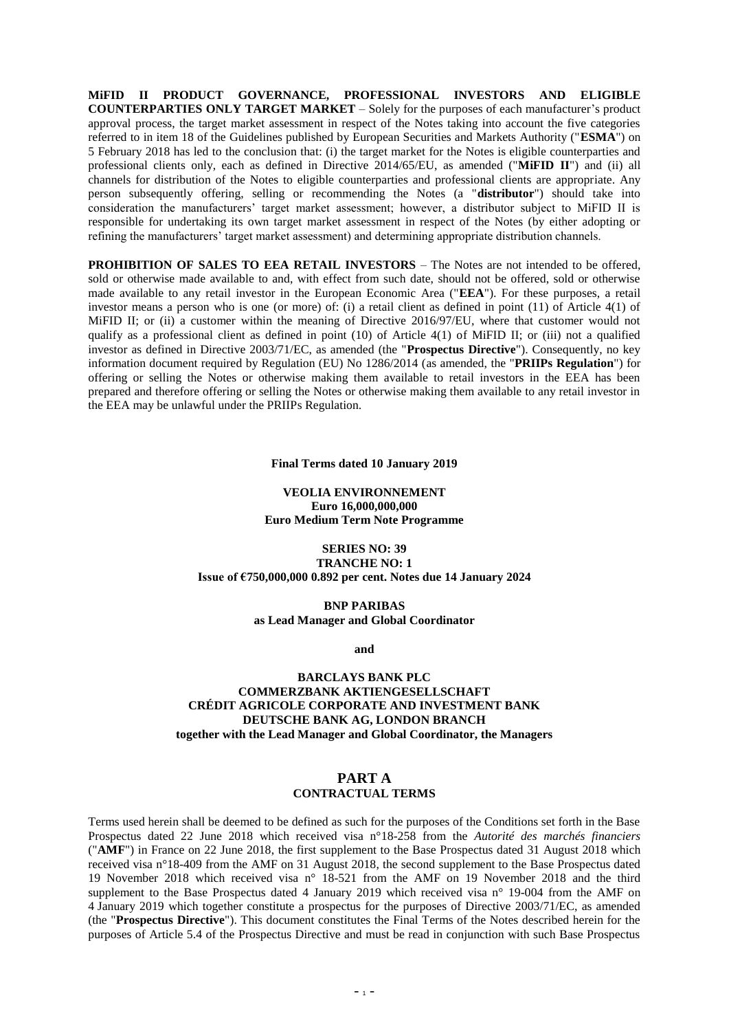**MiFID II PRODUCT GOVERNANCE, PROFESSIONAL INVESTORS AND ELIGIBLE COUNTERPARTIES ONLY TARGET MARKET** – Solely for the purposes of each manufacturer's product approval process, the target market assessment in respect of the Notes taking into account the five categories referred to in item 18 of the Guidelines published by European Securities and Markets Authority ("**ESMA**") on 5 February 2018 has led to the conclusion that: (i) the target market for the Notes is eligible counterparties and professional clients only, each as defined in Directive 2014/65/EU, as amended ("**MiFID II**") and (ii) all channels for distribution of the Notes to eligible counterparties and professional clients are appropriate. Any person subsequently offering, selling or recommending the Notes (a "**distributor**") should take into consideration the manufacturers' target market assessment; however, a distributor subject to MiFID II is responsible for undertaking its own target market assessment in respect of the Notes (by either adopting or refining the manufacturers' target market assessment) and determining appropriate distribution channels.

**PROHIBITION OF SALES TO EEA RETAIL INVESTORS** – The Notes are not intended to be offered, sold or otherwise made available to and, with effect from such date, should not be offered, sold or otherwise made available to any retail investor in the European Economic Area ("**EEA**"). For these purposes, a retail investor means a person who is one (or more) of: (i) a retail client as defined in point (11) of Article 4(1) of MiFID II; or (ii) a customer within the meaning of Directive 2016/97/EU, where that customer would not qualify as a professional client as defined in point (10) of Article 4(1) of MiFID II; or (iii) not a qualified investor as defined in Directive 2003/71/EC, as amended (the "**Prospectus Directive**"). Consequently, no key information document required by Regulation (EU) No 1286/2014 (as amended, the "**PRIIPs Regulation**") for offering or selling the Notes or otherwise making them available to retail investors in the EEA has been prepared and therefore offering or selling the Notes or otherwise making them available to any retail investor in the EEA may be unlawful under the PRIIPs Regulation.

**Final Terms dated 10 January 2019**

**VEOLIA ENVIRONNEMENT**
**Euro 16,000,000,000**
**Euro Medium Term Note Programme**

**SERIES NO: 39**
**TRANCHE NO: 1**
**Issue of €750,000,000 0.892 per cent. Notes due 14 January 2024**

**BNP PARIBAS**
**as Lead Manager and Global Coordinator**

**and**

**BARCLAYS BANK PLC**
**COMMERZBANK AKTIENGESELLSCHAFT**
**CRÉDIT AGRICOLE CORPORATE AND INVESTMENT BANK**
**DEUTSCHE BANK AG, LONDON BRANCH**
**together with the Lead Manager and Global Coordinator, the Managers**

# PART A
## CONTRACTUAL TERMS

Terms used herein shall be deemed to be defined as such for the purposes of the Conditions set forth in the Base Prospectus dated 22 June 2018 which received visa n°18-258 from the *Autorité des marchés financiers* ("**AMF**") in France on 22 June 2018, the first supplement to the Base Prospectus dated 31 August 2018 which received visa n°18-409 from the AMF on 31 August 2018, the second supplement to the Base Prospectus dated 19 November 2018 which received visa n° 18-521 from the AMF on 19 November 2018 and the third supplement to the Base Prospectus dated 4 January 2019 which received visa n° 19-004 from the AMF on 4 January 2019 which together constitute a prospectus for the purposes of Directive 2003/71/EC, as amended (the "**Prospectus Directive**"). This document constitutes the Final Terms of the Notes described herein for the purposes of Article 5.4 of the Prospectus Directive and must be read in conjunction with such Base Prospectus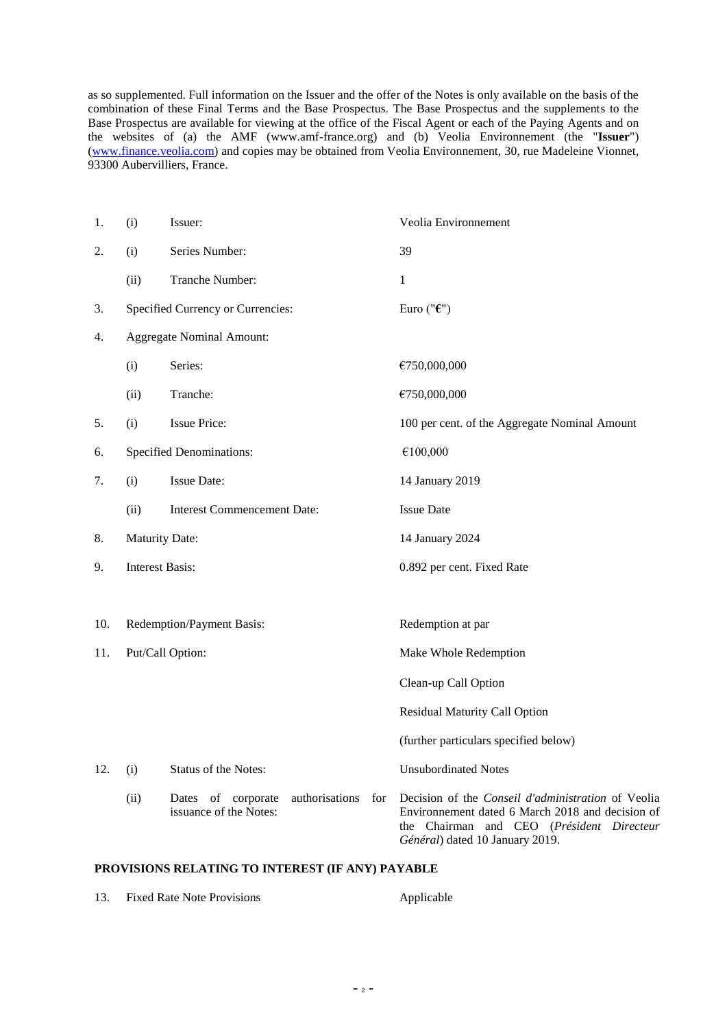as so supplemented. Full information on the Issuer and the offer of the Notes is only available on the basis of the combination of these Final Terms and the Base Prospectus. The Base Prospectus and the supplements to the Base Prospectus are available for viewing at the office of the Fiscal Agent or each of the Paying Agents and on the websites of (a) the AMF (www.amf-france.org) and (b) Veolia Environnement (the "**Issuer**") (www.finance.veolia.com) and copies may be obtained from Veolia Environnement, 30, rue Madeleine Vionnet, 93300 Aubervilliers, France.

| | | | |
|---|---|---|---|
| 1. | (i) | Issuer: | Veolia Environnement |
| 2. | (i) | Series Number: | 39 |
| | (ii) | Tranche Number: | 1 |
| 3. | Specified Currency or Currencies: | | Euro ("**€**") |
| 4. | Aggregate Nominal Amount: | | |
| | (i) | Series: | €750,000,000 |
| | (ii) | Tranche: | €750,000,000 |
| 5. | (i) | Issue Price: | 100 per cent. of the Aggregate Nominal Amount |
| 6. | Specified Denominations: | | €100,000 |
| 7. | (i) | Issue Date: | 14 January 2019 |
| | (ii) | Interest Commencement Date: | Issue Date |
| 8. | Maturity Date: | | 14 January 2024 |
| 9. | Interest Basis: | | 0.892 per cent. Fixed Rate |
| 10. | Redemption/Payment Basis: | | Redemption at par |
| 11. | Put/Call Option: | | Make Whole Redemption<br><br>Clean-up Call Option<br><br>Residual Maturity Call Option<br><br>(further particulars specified below) |
| 12. | (i) | Status of the Notes: | Unsubordinated Notes |
| | (ii) | Dates of corporate authorisations for issuance of the Notes: | Decision of the *Conseil d'administration* of Veolia Environnement dated 6 March 2018 and decision of the Chairman and CEO (*Président Directeur Général*) dated 10 January 2019. |

**PROVISIONS RELATING TO INTEREST (IF ANY) PAYABLE**

| | | |
|---|---|---|
| 13. | Fixed Rate Note Provisions | Applicable |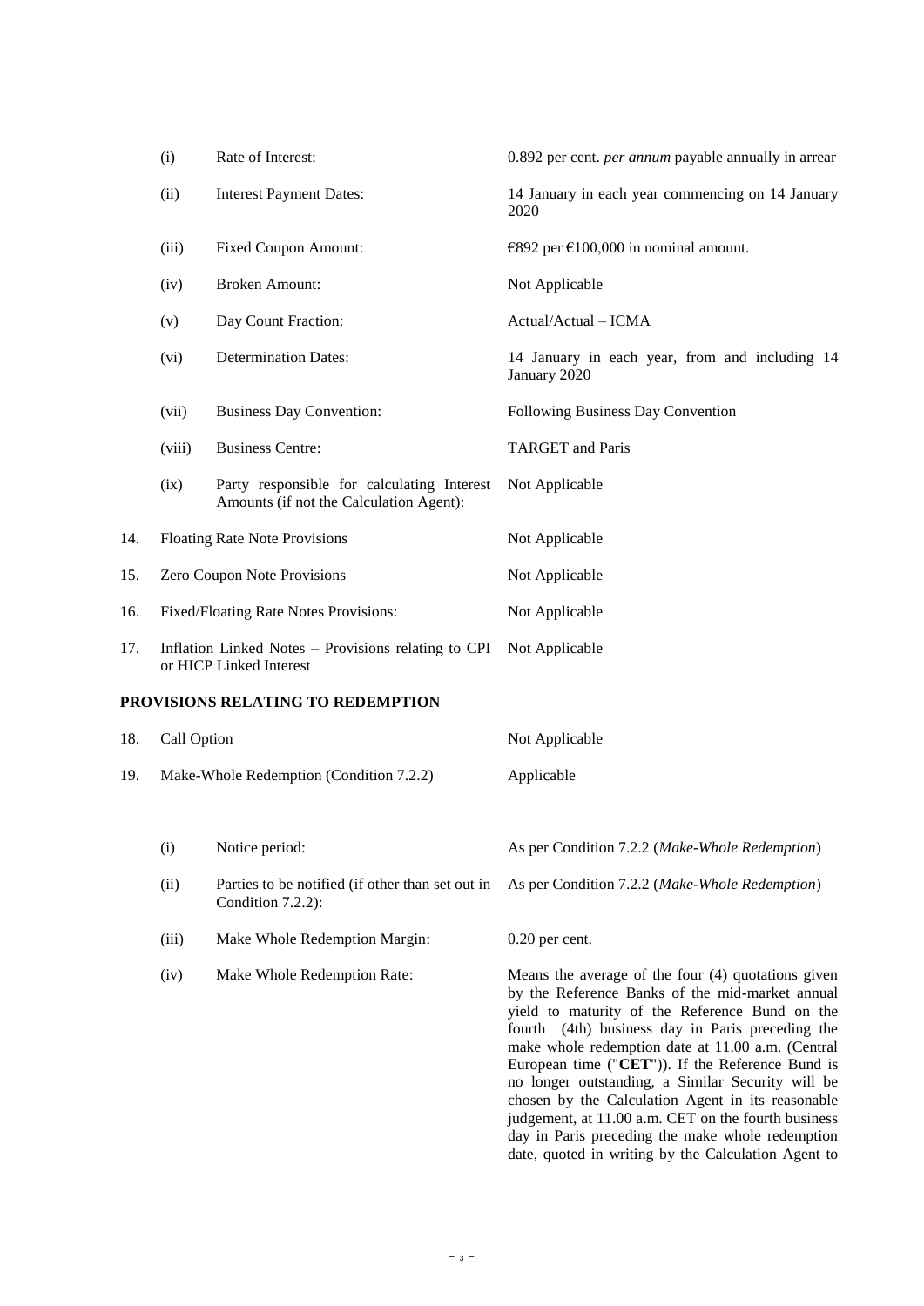| | | | |
|---|---|---|---|
| | (i) | Rate of Interest: | 0.892 per cent. *per annum* payable annually in arrear |
| | (ii) | Interest Payment Dates: | 14 January in each year commencing on 14 January 2020 |
| | (iii) | Fixed Coupon Amount: | €892 per €100,000 in nominal amount. |
| | (iv) | Broken Amount: | Not Applicable |
| | (v) | Day Count Fraction: | Actual/Actual – ICMA |
| | (vi) | Determination Dates: | 14 January in each year, from and including 14 January 2020 |
| | (vii) | Business Day Convention: | Following Business Day Convention |
| | (viii) | Business Centre: | TARGET and Paris |
| | (ix) | Party responsible for calculating Interest Amounts (if not the Calculation Agent): | Not Applicable |
| 14. | Floating Rate Note Provisions | | Not Applicable |
| 15. | Zero Coupon Note Provisions | | Not Applicable |
| 16. | Fixed/Floating Rate Notes Provisions: | | Not Applicable |
| 17. | Inflation Linked Notes – Provisions relating to CPI or HICP Linked Interest | | Not Applicable |

## PROVISIONS RELATING TO REDEMPTION

| | | | |
|---|---|---|---|
| 18. | Call Option | | Not Applicable |
| 19. | Make-Whole Redemption (Condition 7.2.2) | | Applicable |
| | (i) | Notice period: | As per Condition 7.2.2 (*Make-Whole Redemption*) |
| | (ii) | Parties to be notified (if other than set out in Condition 7.2.2): | As per Condition 7.2.2 (*Make-Whole Redemption*) |
| | (iii) | Make Whole Redemption Margin: | 0.20 per cent. |
| | (iv) | Make Whole Redemption Rate: | Means the average of the four (4) quotations given by the Reference Banks of the mid-market annual yield to maturity of the Reference Bund on the fourth (4th) business day in Paris preceding the make whole redemption date at 11.00 a.m. (Central European time ("**CET**")). If the Reference Bund is no longer outstanding, a Similar Security will be chosen by the Calculation Agent in its reasonable judgement, at 11.00 a.m. CET on the fourth business day in Paris preceding the make whole redemption date, quoted in writing by the Calculation Agent to |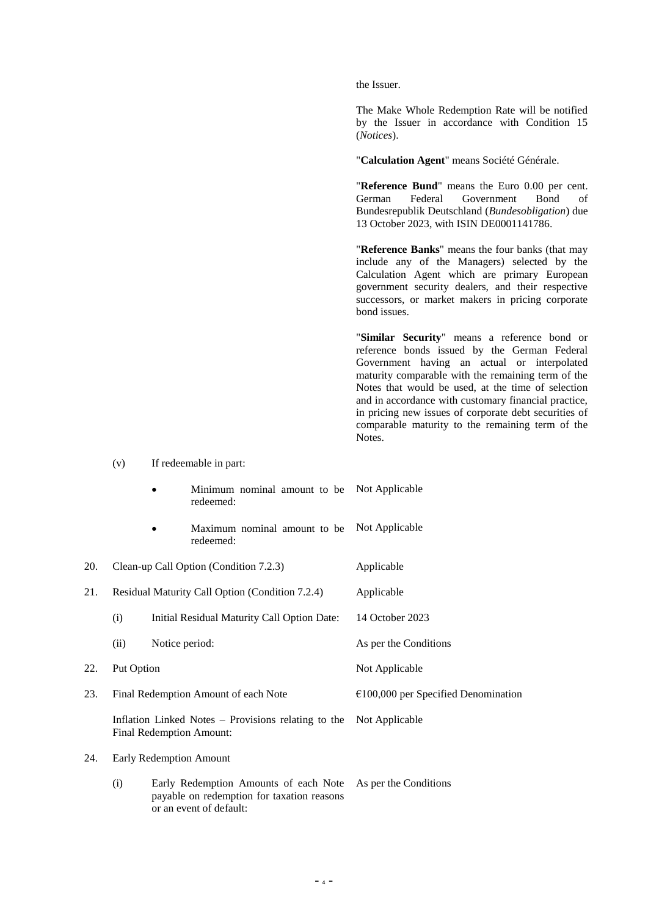the Issuer.

The Make Whole Redemption Rate will be notified by the Issuer in accordance with Condition 15 (*Notices*).

"**Calculation Agent**" means Société Générale.

"**Reference Bund**" means the Euro 0.00 per cent. German Federal Government Bond of Bundesrepublik Deutschland (*Bundesobligation*) due 13 October 2023, with ISIN DE0001141786.

"**Reference Banks**" means the four banks (that may include any of the Managers) selected by the Calculation Agent which are primary European government security dealers, and their respective successors, or market makers in pricing corporate bond issues.

"**Similar Security**" means a reference bond or reference bonds issued by the German Federal Government having an actual or interpolated maturity comparable with the remaining term of the Notes that would be used, at the time of selection and in accordance with customary financial practice, in pricing new issues of corporate debt securities of comparable maturity to the remaining term of the Notes.

(v) If redeemable in part:

- Minimum nominal amount to be redeemed: Not Applicable
- Maximum nominal amount to be redeemed: Not Applicable

20. Clean-up Call Option (Condition 7.2.3): Applicable

21. Residual Maturity Call Option (Condition 7.2.4): Applicable

(i) Initial Residual Maturity Call Option Date: 14 October 2023

(ii) Notice period: As per the Conditions

22. Put Option: Not Applicable

23. Final Redemption Amount of each Note: €100,000 per Specified Denomination

Inflation Linked Notes – Provisions relating to the Final Redemption Amount: Not Applicable

24. Early Redemption Amount

(i) Early Redemption Amounts of each Note payable on redemption for taxation reasons or an event of default: As per the Conditions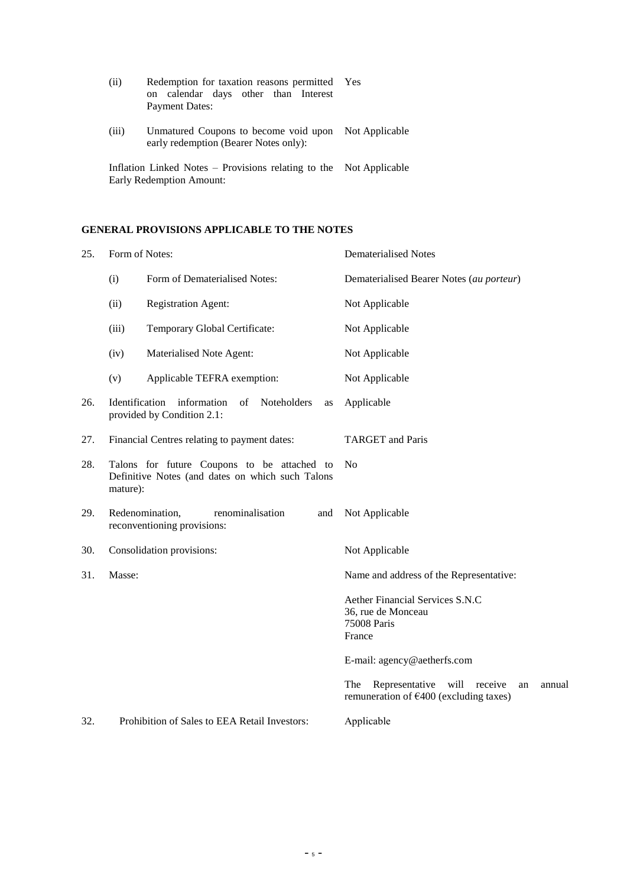| | | |
|---|---|---|
| (ii) | Redemption for taxation reasons permitted on calendar days other than Interest Payment Dates: | Yes |
| (iii) | Unmatured Coupons to become void upon early redemption (Bearer Notes only): | Not Applicable |

Inflation Linked Notes – Provisions relating to the Early Redemption Amount: Not Applicable

## GENERAL PROVISIONS APPLICABLE TO THE NOTES

| | | |
|---|---|---|
| 25. | Form of Notes: | Dematerialised Notes |
| | (i) Form of Dematerialised Notes: | Dematerialised Bearer Notes (*au porteur*) |
| | (ii) Registration Agent: | Not Applicable |
| | (iii) Temporary Global Certificate: | Not Applicable |
| | (iv) Materialised Note Agent: | Not Applicable |
| | (v) Applicable TEFRA exemption: | Not Applicable |
| 26. | Identification information of Noteholders as provided by Condition 2.1: | Applicable |
| 27. | Financial Centres relating to payment dates: | TARGET and Paris |
| 28. | Talons for future Coupons to be attached to Definitive Notes (and dates on which such Talons mature): | No |
| 29. | Redenomination, renominalisation and reconventioning provisions: | Not Applicable |
| 30. | Consolidation provisions: | Not Applicable |
| 31. | Masse: | Name and address of the Representative:<br><br>Aether Financial Services S.N.C<br>36, rue de Monceau<br>75008 Paris<br>France<br><br>E-mail: agency@aetherfs.com<br><br>The Representative will receive an annual remuneration of €400 (excluding taxes) |
| 32. | Prohibition of Sales to EEA Retail Investors: | Applicable |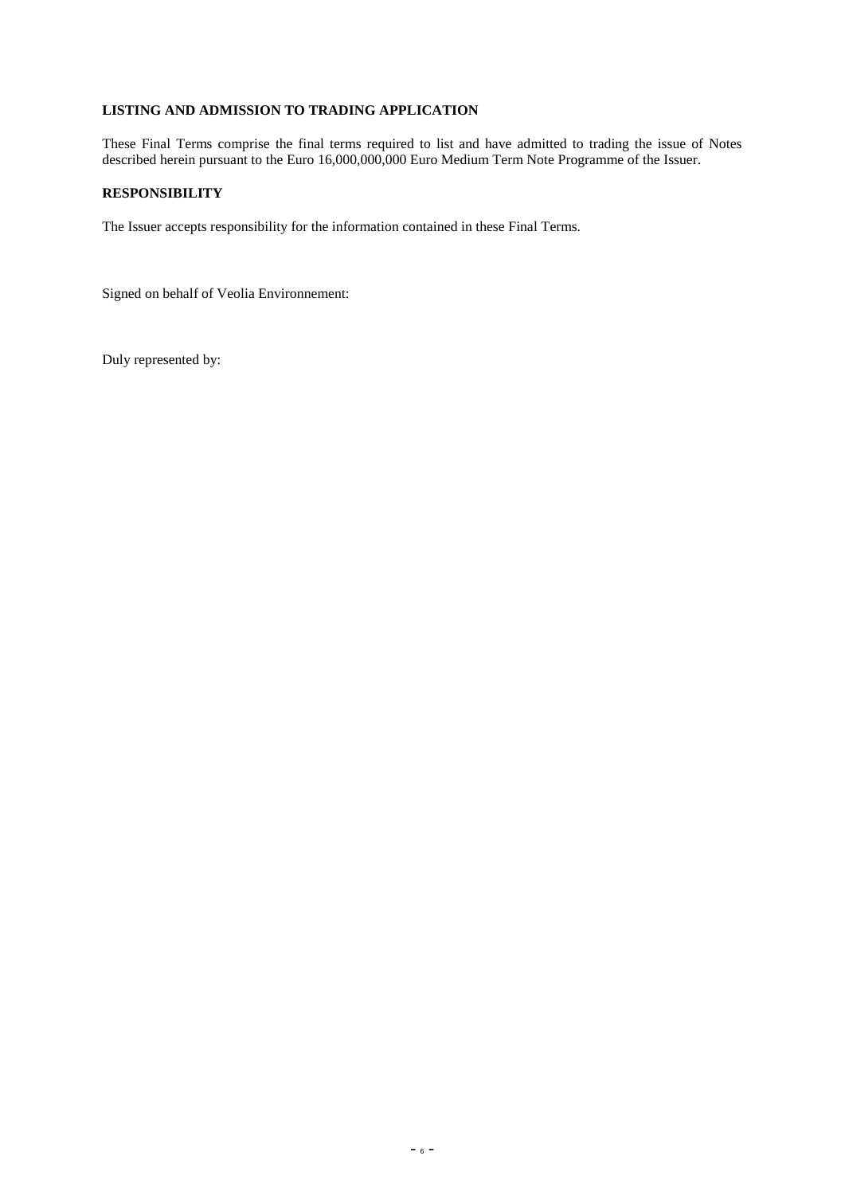**LISTING AND ADMISSION TO TRADING APPLICATION**

These Final Terms comprise the final terms required to list and have admitted to trading the issue of Notes described herein pursuant to the Euro 16,000,000,000 Euro Medium Term Note Programme of the Issuer.

**RESPONSIBILITY**

The Issuer accepts responsibility for the information contained in these Final Terms.

Signed on behalf of Veolia Environnement:

Duly represented by: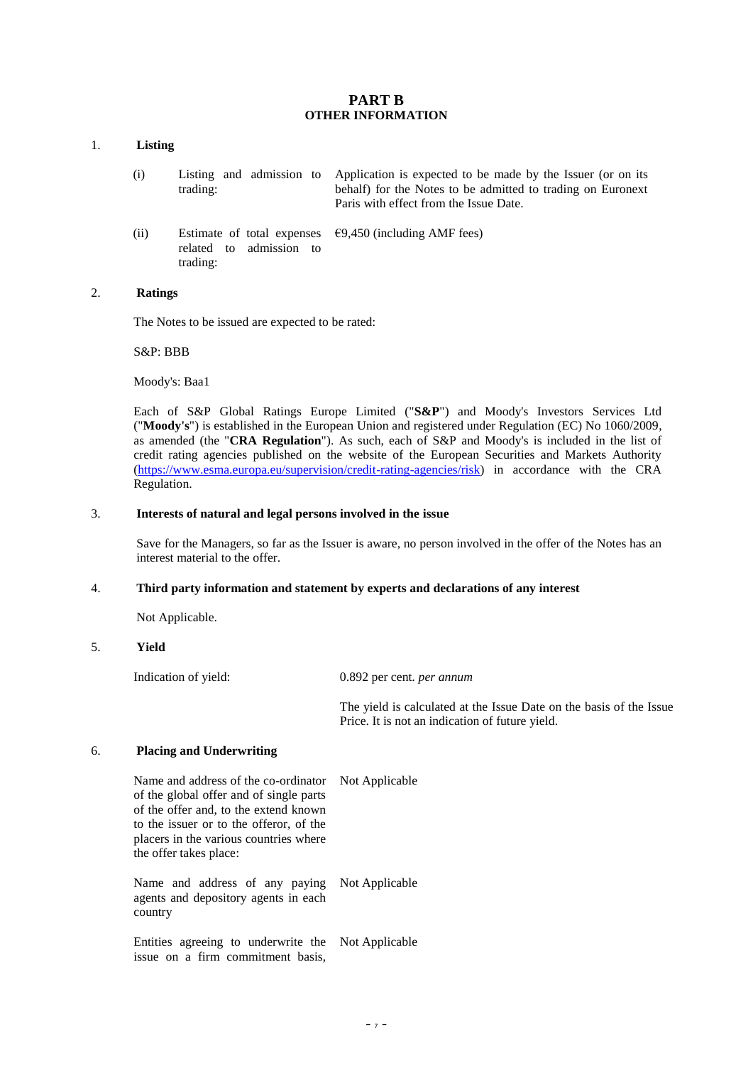# PART B
## OTHER INFORMATION

### 1. Listing

| | | |
|---|---|---|
| (i) | Listing and admission to trading: | Application is expected to be made by the Issuer (or on its behalf) for the Notes to be admitted to trading on Euronext Paris with effect from the Issue Date. |
| (ii) | Estimate of total expenses related to admission to trading: | €9,450 (including AMF fees) |

### 2. Ratings

The Notes to be issued are expected to be rated:

S&P: BBB

Moody's: Baa1

Each of S&P Global Ratings Europe Limited ("**S&P**") and Moody's Investors Services Ltd ("**Moody's**") is established in the European Union and registered under Regulation (EC) No 1060/2009, as amended (the "**CRA Regulation**"). As such, each of S&P and Moody's is included in the list of credit rating agencies published on the website of the European Securities and Markets Authority (https://www.esma.europa.eu/supervision/credit-rating-agencies/risk) in accordance with the CRA Regulation.

### 3. Interests of natural and legal persons involved in the issue

Save for the Managers, so far as the Issuer is aware, no person involved in the offer of the Notes has an interest material to the offer.

### 4. Third party information and statement by experts and declarations of any interest

Not Applicable.

### 5. Yield

| | |
|---|---|
| Indication of yield: | 0.892 per cent. *per annum* |
| | The yield is calculated at the Issue Date on the basis of the Issue Price. It is not an indication of future yield. |

### 6. Placing and Underwriting

| | |
|---|---|
| Name and address of the co-ordinator of the global offer and of single parts of the offer and, to the extend known to the issuer or to the offeror, of the placers in the various countries where the offer takes place: | Not Applicable |
| Name and address of any paying agents and depository agents in each country | Not Applicable |
| Entities agreeing to underwrite the issue on a firm commitment basis, | Not Applicable |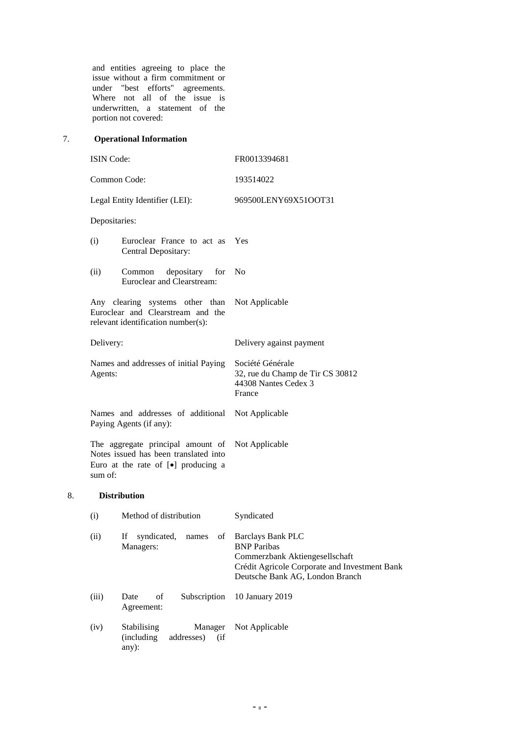and entities agreeing to place the issue without a firm commitment or under "best efforts" agreements. Where not all of the issue is underwritten, a statement of the portion not covered:

## 7. Operational Information

| | |
|---|---|
| ISIN Code: | FR0013394681 |
| Common Code: | 193514022 |
| Legal Entity Identifier (LEI): | 969500LENY69X51OOT31 |
| Depositaries: | |
| (i) Euroclear France to act as Central Depositary: | Yes |
| (ii) Common depositary for Euroclear and Clearstream: | No |
| Any clearing systems other than Euroclear and Clearstream and the relevant identification number(s): | Not Applicable |
| Delivery: | Delivery against payment |
| Names and addresses of initial Paying Agents: | Société Générale<br>32, rue du Champ de Tir CS 30812<br>44308 Nantes Cedex 3<br>France |
| Names and addresses of additional Paying Agents (if any): | Not Applicable |
| The aggregate principal amount of Notes issued has been translated into Euro at the rate of [•] producing a sum of: | Not Applicable |

## 8. Distribution

| | |
|---|---|
| (i) Method of distribution | Syndicated |
| (ii) If syndicated, names of Managers: | Barclays Bank PLC<br>BNP Paribas<br>Commerzbank Aktiengesellschaft<br>Crédit Agricole Corporate and Investment Bank<br>Deutsche Bank AG, London Branch |
| (iii) Date of Subscription Agreement: | 10 January 2019 |
| (iv) Stabilising Manager (including addresses) (if any): | Not Applicable |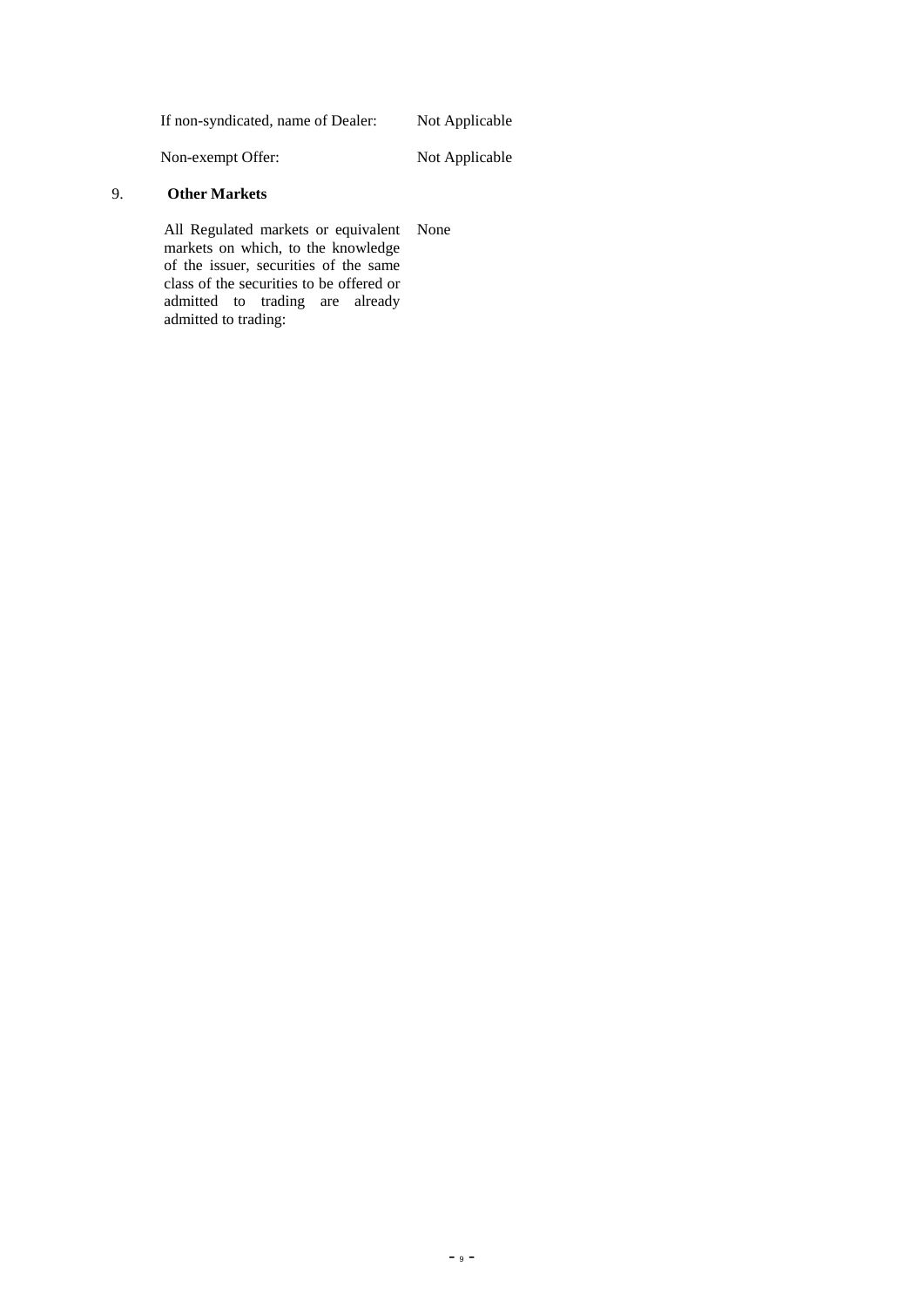| | |
|---|---|
| If non-syndicated, name of Dealer: | Not Applicable |
| Non-exempt Offer: | Not Applicable |

9. **Other Markets**

| | |
|---|---|
| All Regulated markets or equivalent markets on which, to the knowledge of the issuer, securities of the same class of the securities to be offered or admitted to trading are already admitted to trading: | None |